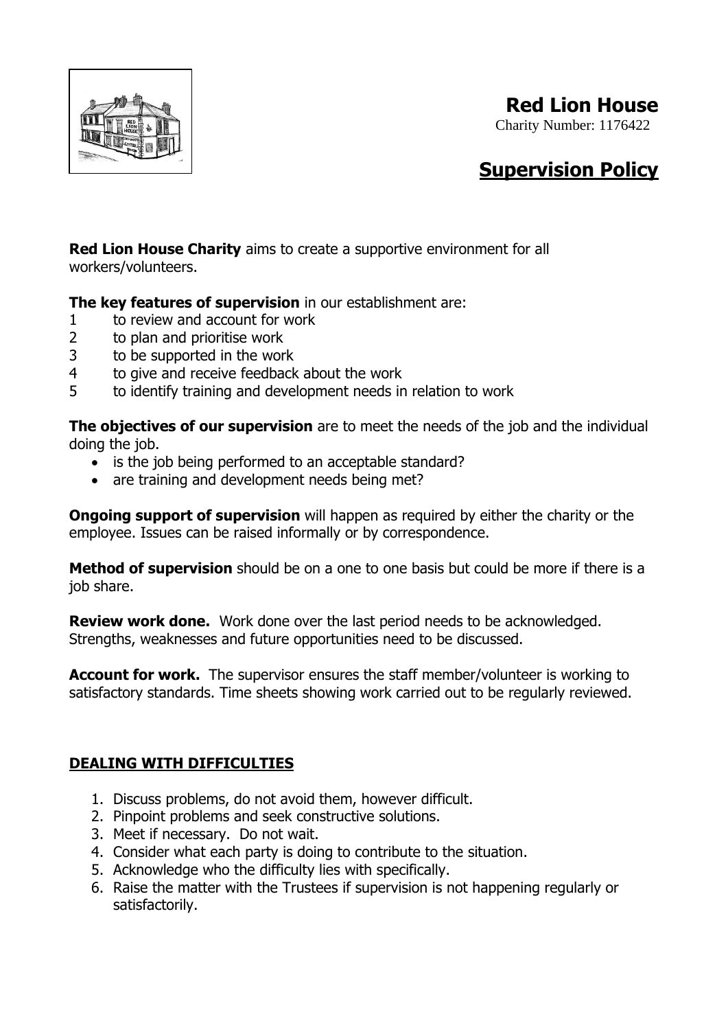# Red Lion House

Charity Number: 1176422

## Supervision Policy

**Red Lion House Charity** aims to create a supportive environment for all workers/volunteers.

**The key features of supervision** in our establishment are:

1 to review and account for work
2 to plan and prioritise work
3 to be supported in the work
4 to give and receive feedback about the work
5 to identify training and development needs in relation to work

**The objectives of our supervision** are to meet the needs of the job and the individual doing the job.

- is the job being performed to an acceptable standard?
- are training and development needs being met?

**Ongoing support of supervision** will happen as required by either the charity or the employee. Issues can be raised informally or by correspondence.

**Method of supervision** should be on a one to one basis but could be more if there is a job share.

**Review work done.** Work done over the last period needs to be acknowledged. Strengths, weaknesses and future opportunities need to be discussed.

**Account for work.** The supervisor ensures the staff member/volunteer is working to satisfactory standards. Time sheets showing work carried out to be regularly reviewed.

### DEALING WITH DIFFICULTIES

1. Discuss problems, do not avoid them, however difficult.
2. Pinpoint problems and seek constructive solutions.
3. Meet if necessary. Do not wait.
4. Consider what each party is doing to contribute to the situation.
5. Acknowledge who the difficulty lies with specifically.
6. Raise the matter with the Trustees if supervision is not happening regularly or satisfactorily.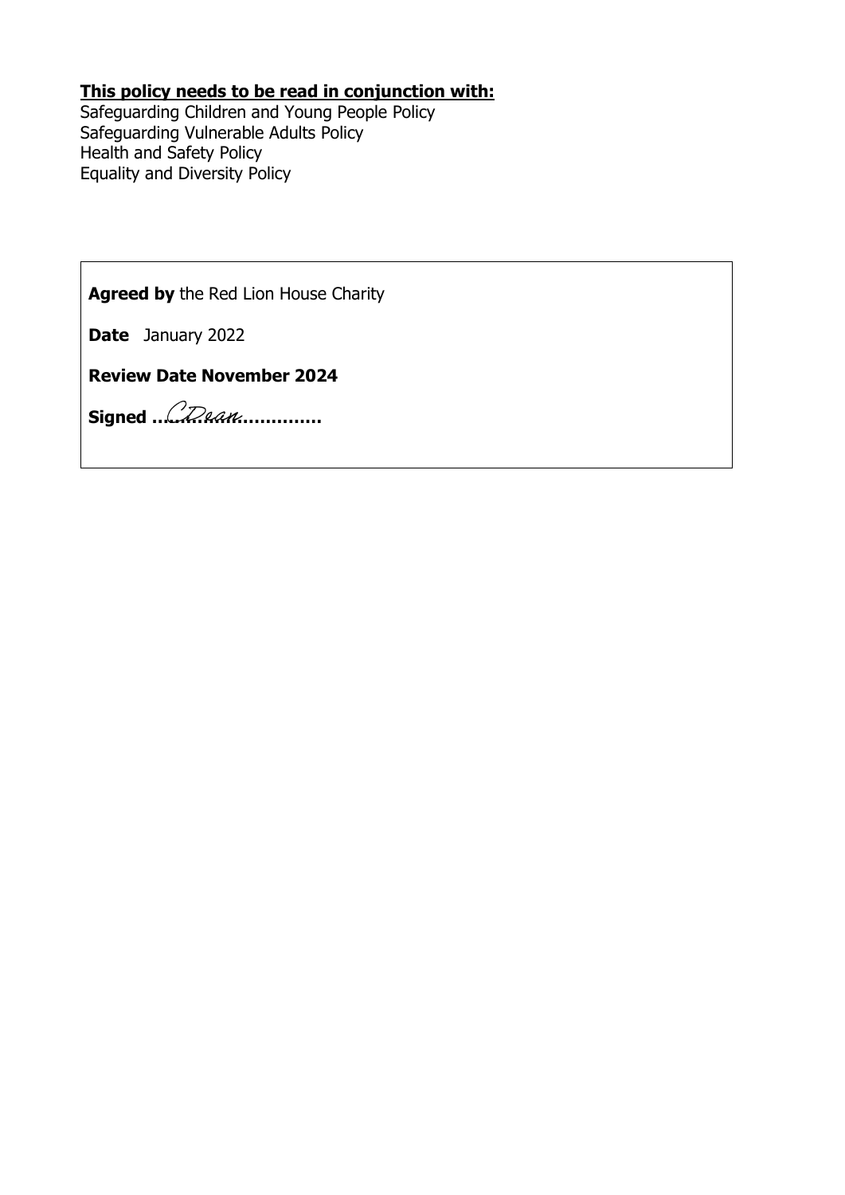**This policy needs to be read in conjunction with:**

Safeguarding Children and Young People Policy
Safeguarding Vulnerable Adults Policy
Health and Safety Policy
Equality and Diversity Policy

**Agreed by** the Red Lion House Charity

**Date** January 2022

**Review Date November 2024**

**Signed** ……CDean……………